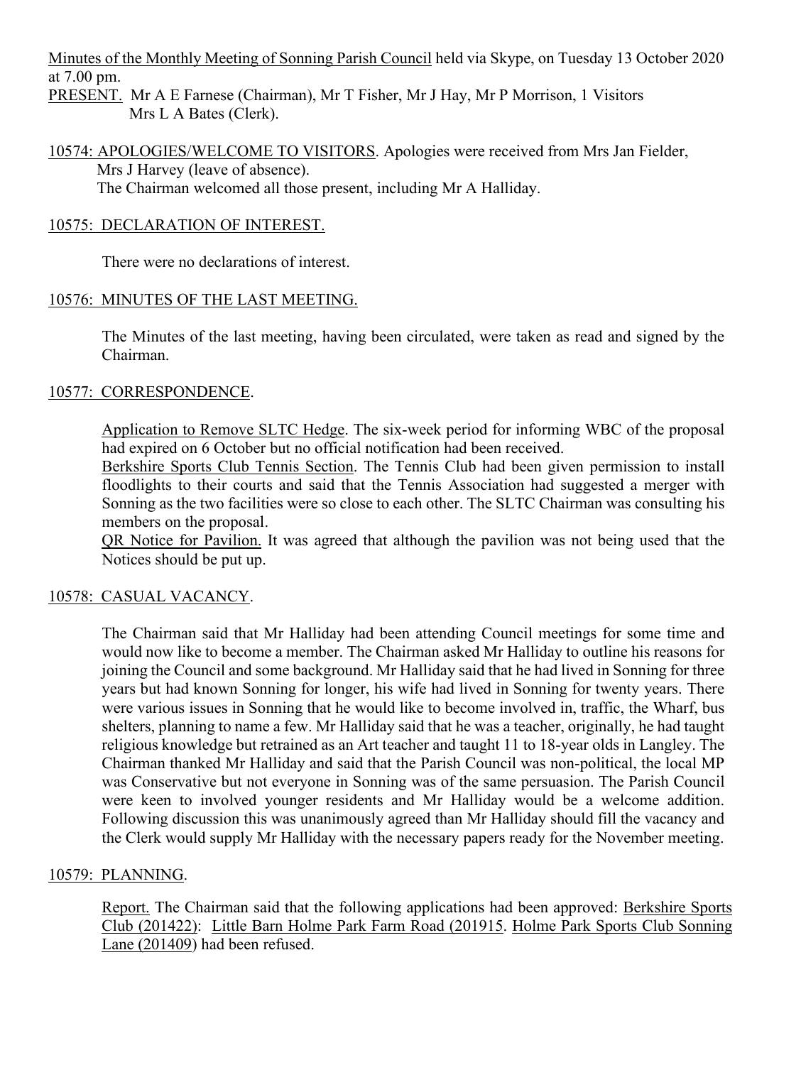Minutes of the Monthly Meeting of Sonning Parish Council held via Skype, on Tuesday 13 October 2020 at 7.00 pm.

PRESENT. Mr A E Farnese (Chairman), Mr T Fisher, Mr J Hay, Mr P Morrison, 1 Visitors
Mrs L A Bates (Clerk).

10574: APOLOGIES/WELCOME TO VISITORS. Apologies were received from Mrs Jan Fielder, Mrs J Harvey (leave of absence).
The Chairman welcomed all those present, including Mr A Halliday.

10575: DECLARATION OF INTEREST.

There were no declarations of interest.

10576: MINUTES OF THE LAST MEETING.

The Minutes of the last meeting, having been circulated, were taken as read and signed by the Chairman.

10577: CORRESPONDENCE.

Application to Remove SLTC Hedge. The six-week period for informing WBC of the proposal had expired on 6 October but no official notification had been received.
Berkshire Sports Club Tennis Section. The Tennis Club had been given permission to install floodlights to their courts and said that the Tennis Association had suggested a merger with Sonning as the two facilities were so close to each other. The SLTC Chairman was consulting his members on the proposal.
QR Notice for Pavilion. It was agreed that although the pavilion was not being used that the Notices should be put up.

10578: CASUAL VACANCY.

The Chairman said that Mr Halliday had been attending Council meetings for some time and would now like to become a member. The Chairman asked Mr Halliday to outline his reasons for joining the Council and some background. Mr Halliday said that he had lived in Sonning for three years but had known Sonning for longer, his wife had lived in Sonning for twenty years. There were various issues in Sonning that he would like to become involved in, traffic, the Wharf, bus shelters, planning to name a few. Mr Halliday said that he was a teacher, originally, he had taught religious knowledge but retrained as an Art teacher and taught 11 to 18-year olds in Langley. The Chairman thanked Mr Halliday and said that the Parish Council was non-political, the local MP was Conservative but not everyone in Sonning was of the same persuasion. The Parish Council were keen to involved younger residents and Mr Halliday would be a welcome addition. Following discussion this was unanimously agreed than Mr Halliday should fill the vacancy and the Clerk would supply Mr Halliday with the necessary papers ready for the November meeting.

10579: PLANNING.

Report. The Chairman said that the following applications had been approved: Berkshire Sports Club (201422): Little Barn Holme Park Farm Road (201915. Holme Park Sports Club Sonning Lane (201409) had been refused.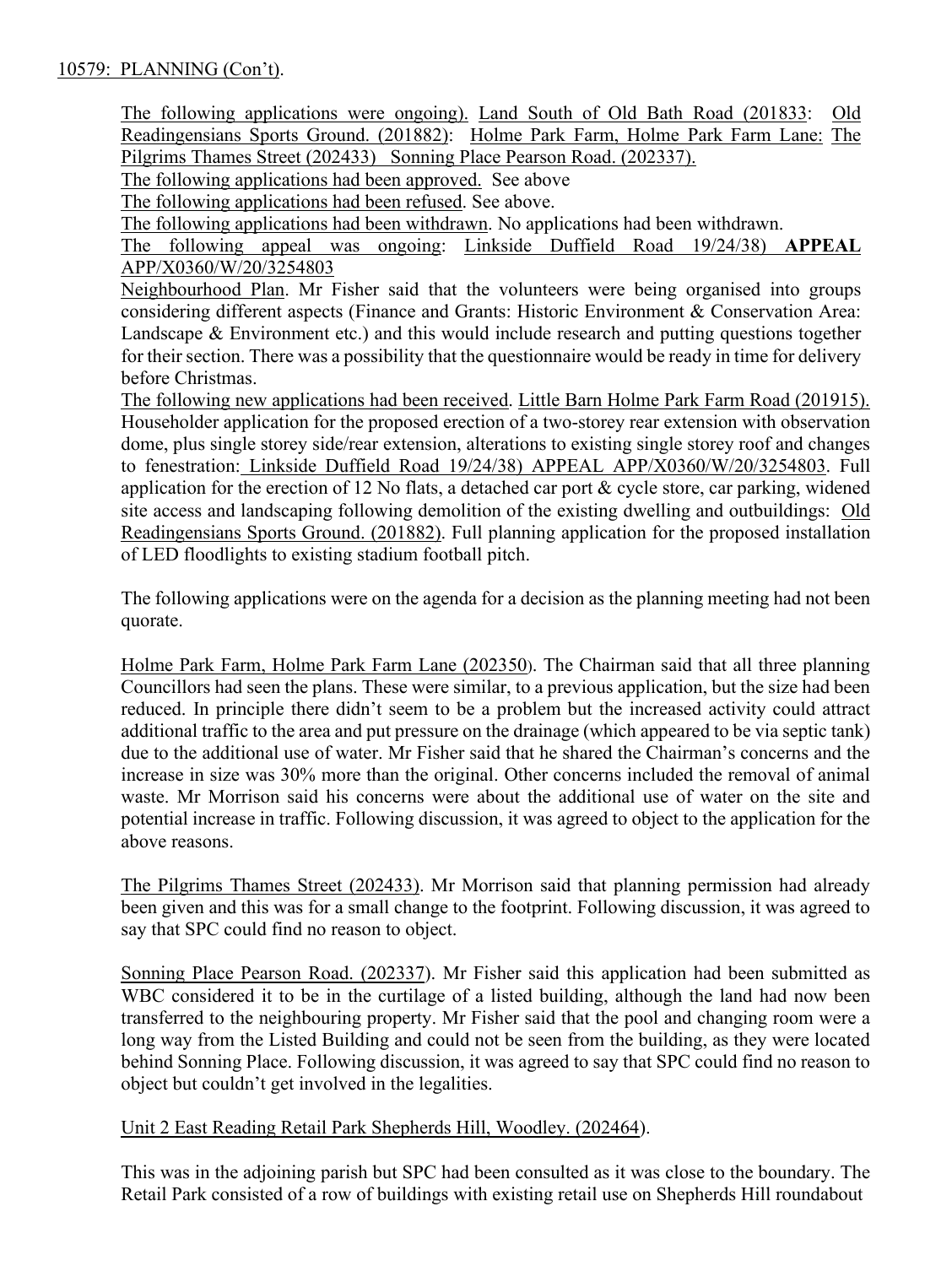10579: PLANNING (Con't).

The following applications were ongoing). Land South of Old Bath Road (201833: Old Readingensians Sports Ground. (201882): Holme Park Farm, Holme Park Farm Lane: The Pilgrims Thames Street (202433) Sonning Place Pearson Road. (202337).

The following applications had been approved. See above

The following applications had been refused. See above.

The following applications had been withdrawn. No applications had been withdrawn.

The following appeal was ongoing: Linkside Duffield Road 19/24/38) **APPEAL** APP/X0360/W/20/3254803

Neighbourhood Plan. Mr Fisher said that the volunteers were being organised into groups considering different aspects (Finance and Grants: Historic Environment & Conservation Area: Landscape & Environment etc.) and this would include research and putting questions together for their section. There was a possibility that the questionnaire would be ready in time for delivery before Christmas.

The following new applications had been received. Little Barn Holme Park Farm Road (201915). Householder application for the proposed erection of a two-storey rear extension with observation dome, plus single storey side/rear extension, alterations to existing single storey roof and changes to fenestration: Linkside Duffield Road 19/24/38) APPEAL APP/X0360/W/20/3254803. Full application for the erection of 12 No flats, a detached car port & cycle store, car parking, widened site access and landscaping following demolition of the existing dwelling and outbuildings: Old Readingensians Sports Ground. (201882). Full planning application for the proposed installation of LED floodlights to existing stadium football pitch.

The following applications were on the agenda for a decision as the planning meeting had not been quorate.

Holme Park Farm, Holme Park Farm Lane (202350). The Chairman said that all three planning Councillors had seen the plans. These were similar, to a previous application, but the size had been reduced. In principle there didn't seem to be a problem but the increased activity could attract additional traffic to the area and put pressure on the drainage (which appeared to be via septic tank) due to the additional use of water. Mr Fisher said that he shared the Chairman's concerns and the increase in size was 30% more than the original. Other concerns included the removal of animal waste. Mr Morrison said his concerns were about the additional use of water on the site and potential increase in traffic. Following discussion, it was agreed to object to the application for the above reasons.

The Pilgrims Thames Street (202433). Mr Morrison said that planning permission had already been given and this was for a small change to the footprint. Following discussion, it was agreed to say that SPC could find no reason to object.

Sonning Place Pearson Road. (202337). Mr Fisher said this application had been submitted as WBC considered it to be in the curtilage of a listed building, although the land had now been transferred to the neighbouring property. Mr Fisher said that the pool and changing room were a long way from the Listed Building and could not be seen from the building, as they were located behind Sonning Place. Following discussion, it was agreed to say that SPC could find no reason to object but couldn't get involved in the legalities.

Unit 2 East Reading Retail Park Shepherds Hill, Woodley. (202464).

This was in the adjoining parish but SPC had been consulted as it was close to the boundary. The Retail Park consisted of a row of buildings with existing retail use on Shepherds Hill roundabout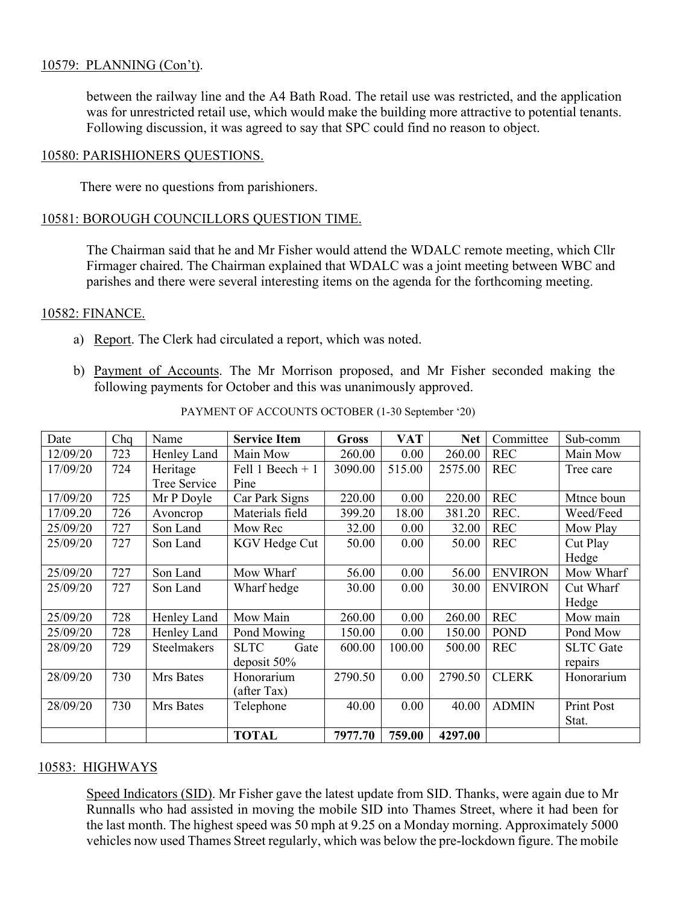10579: PLANNING (Con't).

between the railway line and the A4 Bath Road. The retail use was restricted, and the application was for unrestricted retail use, which would make the building more attractive to potential tenants. Following discussion, it was agreed to say that SPC could find no reason to object.

10580: PARISHIONERS QUESTIONS.

There were no questions from parishioners.

10581: BOROUGH COUNCILLORS QUESTION TIME.

The Chairman said that he and Mr Fisher would attend the WDALC remote meeting, which Cllr Firmager chaired. The Chairman explained that WDALC was a joint meeting between WBC and parishes and there were several interesting items on the agenda for the forthcoming meeting.

10582: FINANCE.

a) Report. The Clerk had circulated a report, which was noted.

b) Payment of Accounts. The Mr Morrison proposed, and Mr Fisher seconded making the following payments for October and this was unanimously approved.

PAYMENT OF ACCOUNTS OCTOBER (1-30 September '20)

| Date | Chq | Name | **Service Item** | **Gross** | **VAT** | **Net** | Committee | Sub-comm |
|---|---|---|---|---|---|---|---|---|
| 12/09/20 | 723 | Henley Land | Main Mow | 260.00 | 0.00 | 260.00 | REC | Main Mow |
| 17/09/20 | 724 | Heritage Tree Service | Fell 1 Beech + 1 Pine | 3090.00 | 515.00 | 2575.00 | REC | Tree care |
| 17/09/20 | 725 | Mr P Doyle | Car Park Signs | 220.00 | 0.00 | 220.00 | REC | Mtnce boun |
| 17/09.20 | 726 | Avoncrop | Materials field | 399.20 | 18.00 | 381.20 | REC. | Weed/Feed |
| 25/09/20 | 727 | Son Land | Mow Rec | 32.00 | 0.00 | 32.00 | REC | Mow Play |
| 25/09/20 | 727 | Son Land | KGV Hedge Cut | 50.00 | 0.00 | 50.00 | REC | Cut Play Hedge |
| 25/09/20 | 727 | Son Land | Mow Wharf | 56.00 | 0.00 | 56.00 | ENVIRON | Mow Wharf |
| 25/09/20 | 727 | Son Land | Wharf hedge | 30.00 | 0.00 | 30.00 | ENVIRON | Cut Wharf Hedge |
| 25/09/20 | 728 | Henley Land | Mow Main | 260.00 | 0.00 | 260.00 | REC | Mow main |
| 25/09/20 | 728 | Henley Land | Pond Mowing | 150.00 | 0.00 | 150.00 | POND | Pond Mow |
| 28/09/20 | 729 | Steelmakers | SLTC Gate deposit 50% | 600.00 | 100.00 | 500.00 | REC | SLTC Gate repairs |
| 28/09/20 | 730 | Mrs Bates | Honorarium (after Tax) | 2790.50 | 0.00 | 2790.50 | CLERK | Honorarium |
| 28/09/20 | 730 | Mrs Bates | Telephone | 40.00 | 0.00 | 40.00 | ADMIN | Print Post Stat. |
| | | | **TOTAL** | **7977.70** | **759.00** | **4297.00** | | |

10583: HIGHWAYS

Speed Indicators (SID). Mr Fisher gave the latest update from SID. Thanks, were again due to Mr Runnalls who had assisted in moving the mobile SID into Thames Street, where it had been for the last month. The highest speed was 50 mph at 9.25 on a Monday morning. Approximately 5000 vehicles now used Thames Street regularly, which was below the pre-lockdown figure. The mobile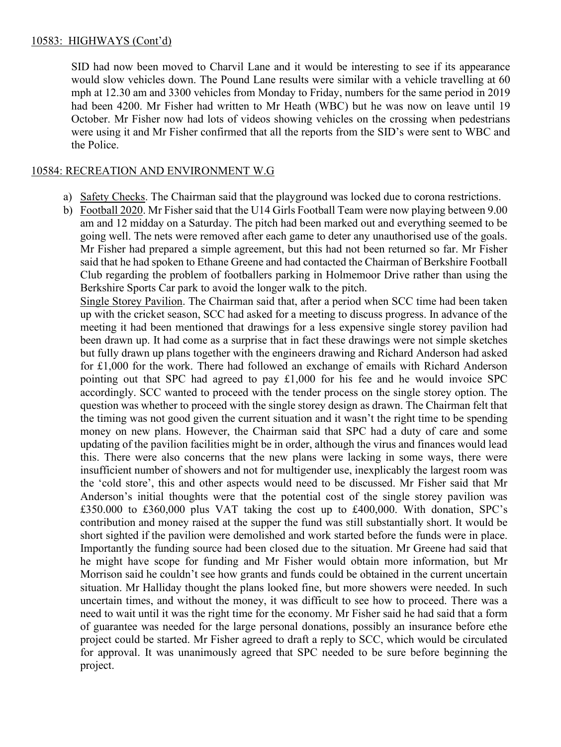## 10583: HIGHWAYS (Cont'd)

SID had now been moved to Charvil Lane and it would be interesting to see if its appearance would slow vehicles down. The Pound Lane results were similar with a vehicle travelling at 60 mph at 12.30 am and 3300 vehicles from Monday to Friday, numbers for the same period in 2019 had been 4200. Mr Fisher had written to Mr Heath (WBC) but he was now on leave until 19 October. Mr Fisher now had lots of videos showing vehicles on the crossing when pedestrians were using it and Mr Fisher confirmed that all the reports from the SID's were sent to WBC and the Police.

## 10584: RECREATION AND ENVIRONMENT W.G

a) Safety Checks. The Chairman said that the playground was locked due to corona restrictions.
b) Football 2020. Mr Fisher said that the U14 Girls Football Team were now playing between 9.00 am and 12 midday on a Saturday. The pitch had been marked out and everything seemed to be going well. The nets were removed after each game to deter any unauthorised use of the goals. Mr Fisher had prepared a simple agreement, but this had not been returned so far. Mr Fisher said that he had spoken to Ethane Greene and had contacted the Chairman of Berkshire Football Club regarding the problem of footballers parking in Holmemoor Drive rather than using the Berkshire Sports Car park to avoid the longer walk to the pitch.

   Single Storey Pavilion. The Chairman said that, after a period when SCC time had been taken up with the cricket season, SCC had asked for a meeting to discuss progress. In advance of the meeting it had been mentioned that drawings for a less expensive single storey pavilion had been drawn up. It had come as a surprise that in fact these drawings were not simple sketches but fully drawn up plans together with the engineers drawing and Richard Anderson had asked for £1,000 for the work. There had followed an exchange of emails with Richard Anderson pointing out that SPC had agreed to pay £1,000 for his fee and he would invoice SPC accordingly. SCC wanted to proceed with the tender process on the single storey option. The question was whether to proceed with the single storey design as drawn. The Chairman felt that the timing was not good given the current situation and it wasn't the right time to be spending money on new plans. However, the Chairman said that SPC had a duty of care and some updating of the pavilion facilities might be in order, although the virus and finances would lead this. There were also concerns that the new plans were lacking in some ways, there were insufficient number of showers and not for multigender use, inexplicably the largest room was the 'cold store', this and other aspects would need to be discussed. Mr Fisher said that Mr Anderson's initial thoughts were that the potential cost of the single storey pavilion was £350.000 to £360,000 plus VAT taking the cost up to £400,000. With donation, SPC's contribution and money raised at the supper the fund was still substantially short. It would be short sighted if the pavilion were demolished and work started before the funds were in place. Importantly the funding source had been closed due to the situation. Mr Greene had said that he might have scope for funding and Mr Fisher would obtain more information, but Mr Morrison said he couldn't see how grants and funds could be obtained in the current uncertain situation. Mr Halliday thought the plans looked fine, but more showers were needed. In such uncertain times, and without the money, it was difficult to see how to proceed. There was a need to wait until it was the right time for the economy. Mr Fisher said he had said that a form of guarantee was needed for the large personal donations, possibly an insurance before ethe project could be started. Mr Fisher agreed to draft a reply to SCC, which would be circulated for approval. It was unanimously agreed that SPC needed to be sure before beginning the project.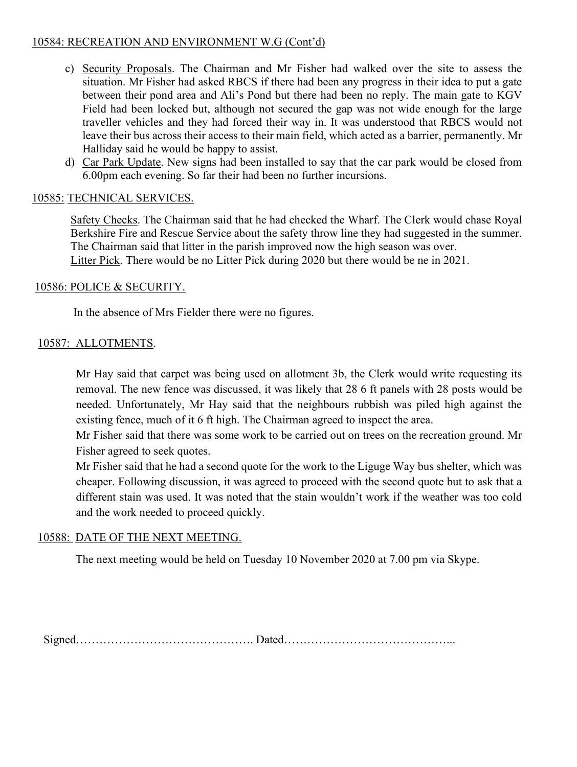## 10584: RECREATION AND ENVIRONMENT W.G (Cont'd)

c) Security Proposals. The Chairman and Mr Fisher had walked over the site to assess the situation. Mr Fisher had asked RBCS if there had been any progress in their idea to put a gate between their pond area and Ali's Pond but there had been no reply. The main gate to KGV Field had been locked but, although not secured the gap was not wide enough for the large traveller vehicles and they had forced their way in. It was understood that RBCS would not leave their bus across their access to their main field, which acted as a barrier, permanently. Mr Halliday said he would be happy to assist.

d) Car Park Update. New signs had been installed to say that the car park would be closed from 6.00pm each evening. So far their had been no further incursions.

## 10585: TECHNICAL SERVICES.

Safety Checks. The Chairman said that he had checked the Wharf. The Clerk would chase Royal Berkshire Fire and Rescue Service about the safety throw line they had suggested in the summer. The Chairman said that litter in the parish improved now the high season was over.
Litter Pick. There would be no Litter Pick during 2020 but there would be ne in 2021.

## 10586: POLICE & SECURITY.

In the absence of Mrs Fielder there were no figures.

## 10587: ALLOTMENTS.

Mr Hay said that carpet was being used on allotment 3b, the Clerk would write requesting its removal. The new fence was discussed, it was likely that 28 6 ft panels with 28 posts would be needed. Unfortunately, Mr Hay said that the neighbours rubbish was piled high against the existing fence, much of it 6 ft high. The Chairman agreed to inspect the area.

Mr Fisher said that there was some work to be carried out on trees on the recreation ground. Mr Fisher agreed to seek quotes.

Mr Fisher said that he had a second quote for the work to the Liguge Way bus shelter, which was cheaper. Following discussion, it was agreed to proceed with the second quote but to ask that a different stain was used. It was noted that the stain wouldn't work if the weather was too cold and the work needed to proceed quickly.

## 10588: DATE OF THE NEXT MEETING.

The next meeting would be held on Tuesday 10 November 2020 at 7.00 pm via Skype.

Signed………………………………………. Dated……………………………………...